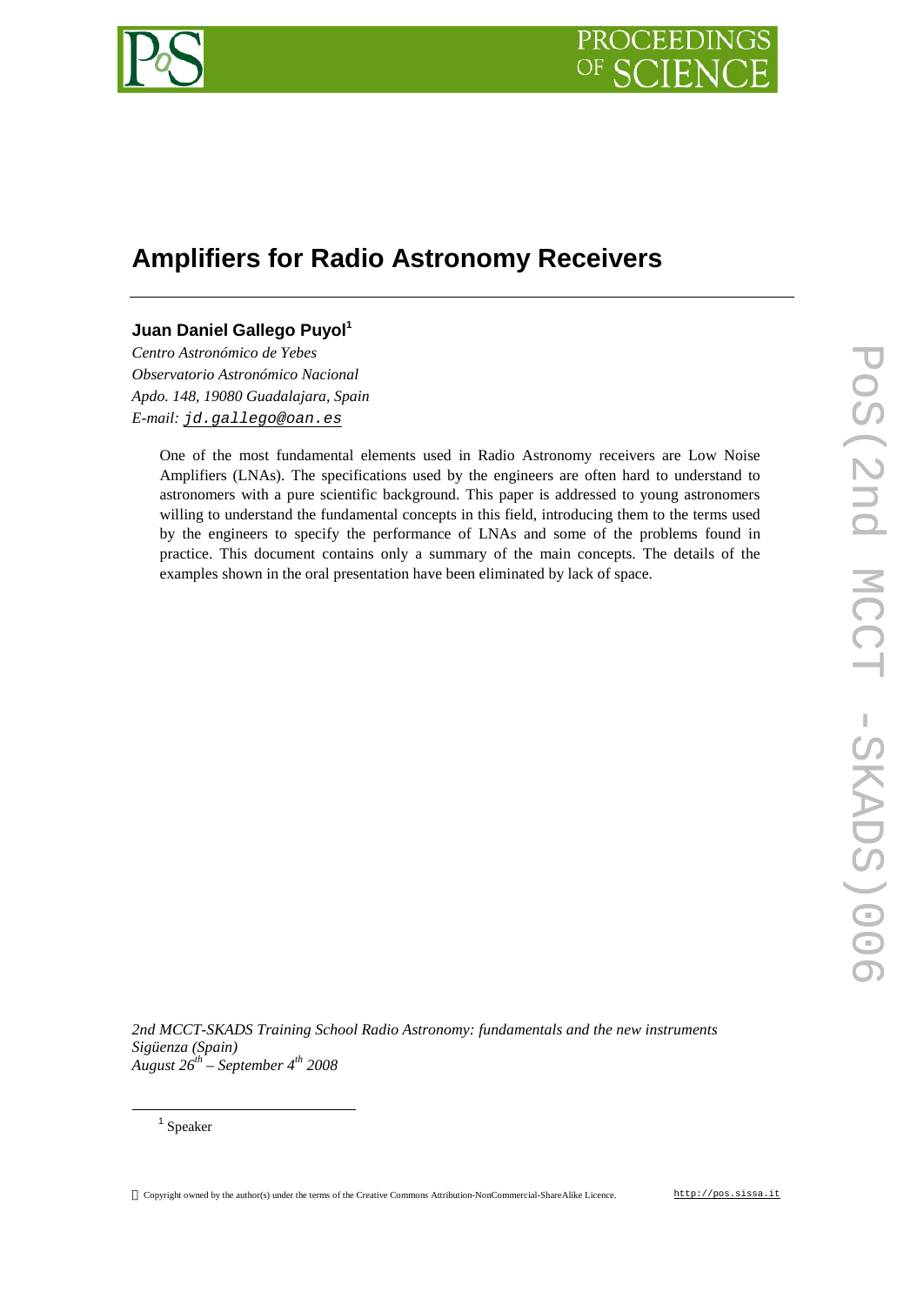# Amplifiers for Radio Astronomy Receivers

**Juan Daniel Gallego Puyol**[1]

*Centro Astronómico de Yebes*
*Observatorio Astronómico Nacional*
*Apdo. 148, 19080 Guadalajara, Spain*
*E-mail:* jd.gallego@oan.es

One of the most fundamental elements used in Radio Astronomy receivers are Low Noise Amplifiers (LNAs). The specifications used by the engineers are often hard to understand to astronomers with a pure scientific background. This paper is addressed to young astronomers willing to understand the fundamental concepts in this field, introducing them to the terms used by the engineers to specify the performance of LNAs and some of the problems found in practice. This document contains only a summary of the main concepts. The details of the examples shown in the oral presentation have been eliminated by lack of space.

*2nd MCCT-SKADS Training School Radio Astronomy: fundamentals and the new instruments*
*Sigüenza (Spain)*
*August 26th – September 4th 2008*

[1] Speaker

Copyright owned by the author(s) under the terms of the Creative Commons Attribution-NonCommercial-ShareAlike Licence. http://pos.sissa.it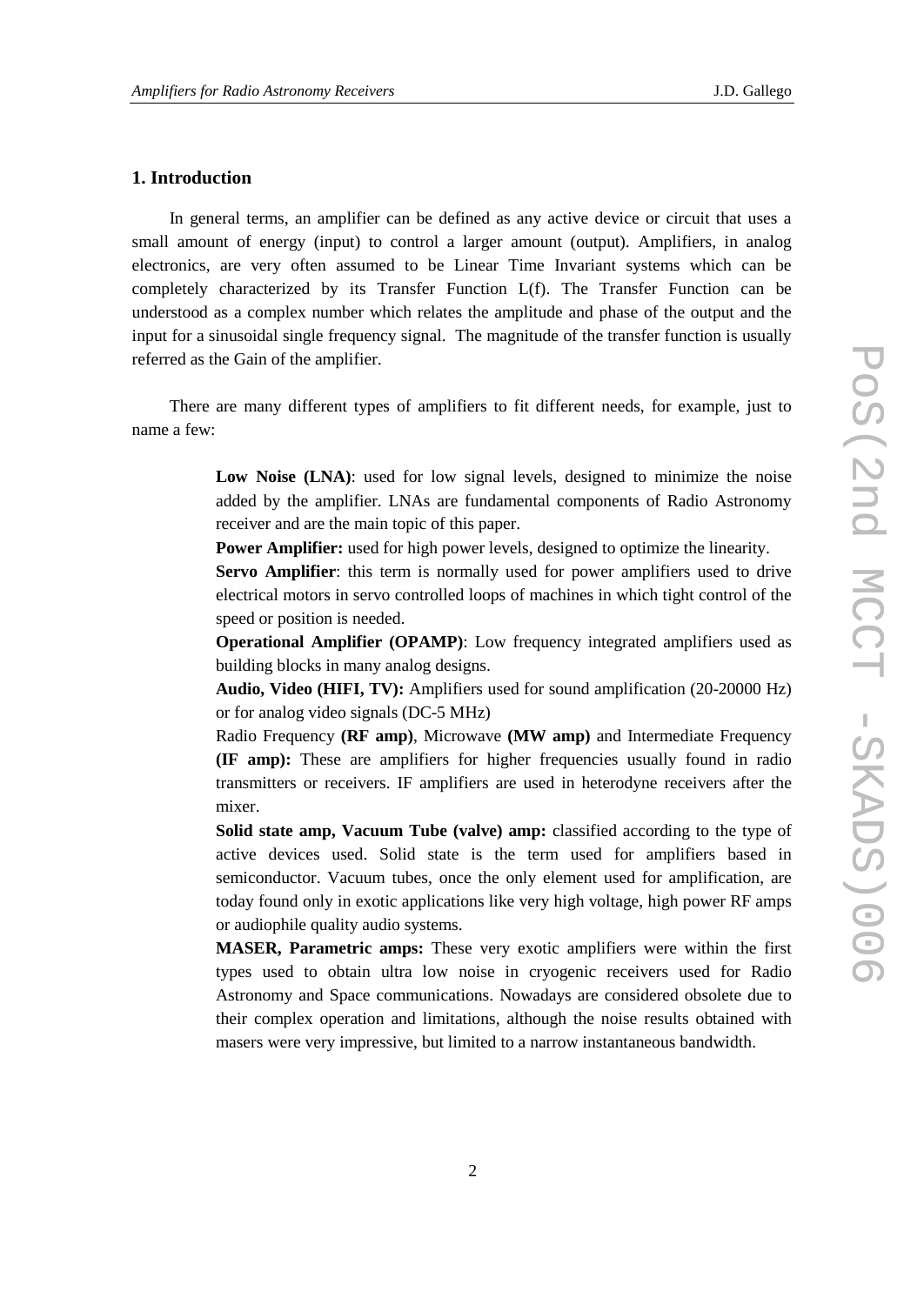## 1. Introduction

In general terms, an amplifier can be defined as any active device or circuit that uses a small amount of energy (input) to control a larger amount (output). Amplifiers, in analog electronics, are very often assumed to be Linear Time Invariant systems which can be completely characterized by its Transfer Function L(f). The Transfer Function can be understood as a complex number which relates the amplitude and phase of the output and the input for a sinusoidal single frequency signal. The magnitude of the transfer function is usually referred as the Gain of the amplifier.

There are many different types of amplifiers to fit different needs, for example, just to name a few:

> **Low Noise (LNA)**: used for low signal levels, designed to minimize the noise added by the amplifier. LNAs are fundamental components of Radio Astronomy receiver and are the main topic of this paper.
>
> **Power Amplifier:** used for high power levels, designed to optimize the linearity.
>
> **Servo Amplifier**: this term is normally used for power amplifiers used to drive electrical motors in servo controlled loops of machines in which tight control of the speed or position is needed.
>
> **Operational Amplifier (OPAMP)**: Low frequency integrated amplifiers used as building blocks in many analog designs.
>
> **Audio, Video (HIFI, TV):** Amplifiers used for sound amplification (20-20000 Hz) or for analog video signals (DC-5 MHz)
>
> Radio Frequency **(RF amp)**, Microwave **(MW amp)** and Intermediate Frequency **(IF amp):** These are amplifiers for higher frequencies usually found in radio transmitters or receivers. IF amplifiers are used in heterodyne receivers after the mixer.
>
> **Solid state amp, Vacuum Tube (valve) amp:** classified according to the type of active devices used. Solid state is the term used for amplifiers based in semiconductor. Vacuum tubes, once the only element used for amplification, are today found only in exotic applications like very high voltage, high power RF amps or audiophile quality audio systems.
>
> **MASER, Parametric amps:** These very exotic amplifiers were within the first types used to obtain ultra low noise in cryogenic receivers used for Radio Astronomy and Space communications. Nowadays are considered obsolete due to their complex operation and limitations, although the noise results obtained with masers were very impressive, but limited to a narrow instantaneous bandwidth.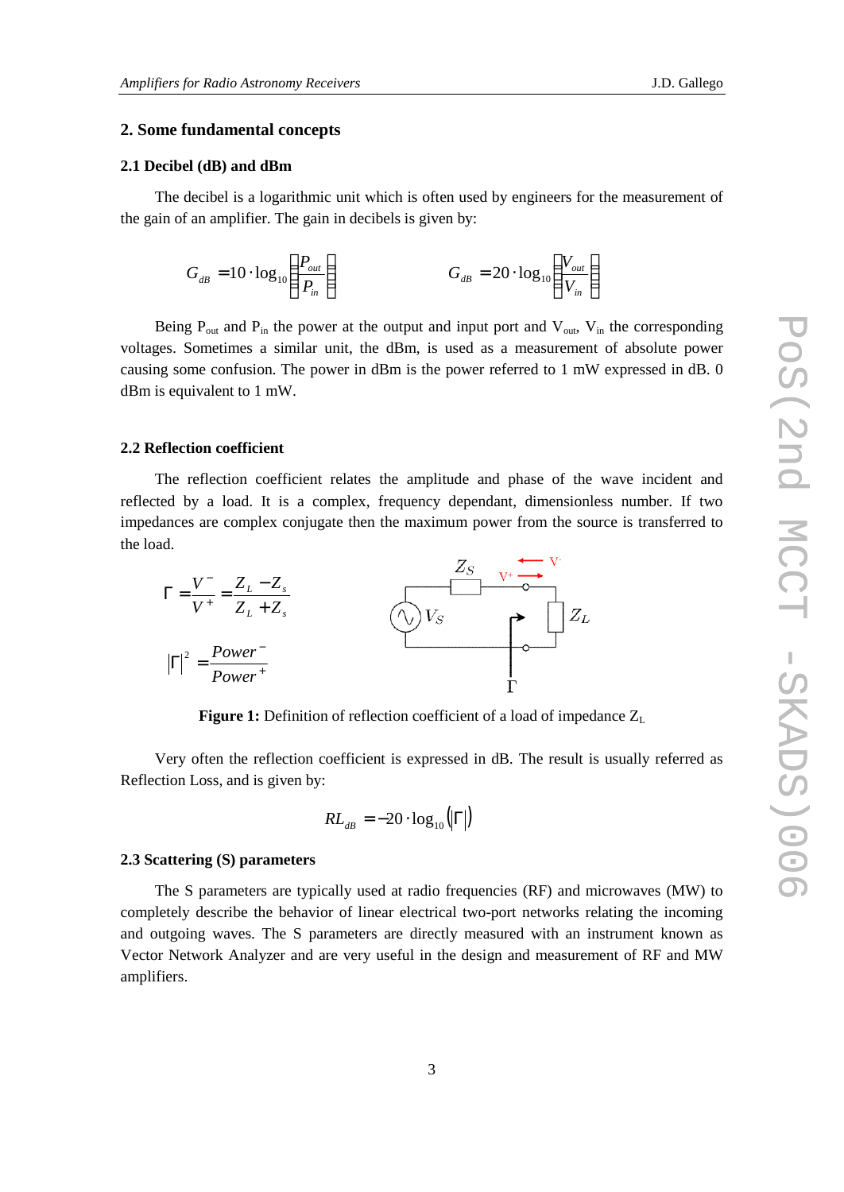## 2. Some fundamental concepts

### 2.1 Decibel (dB) and dBm

The decibel is a logarithmic unit which is often used by engineers for the measurement of the gain of an amplifier. The gain in decibels is given by:

$$G_{dB} = 10 \cdot \log_{10}\left(\frac{P_{out}}{P_{in}}\right) \qquad\qquad G_{dB} = 20 \cdot \log_{10}\left(\frac{V_{out}}{V_{in}}\right)$$

Being $P_{out}$ and $P_{in}$ the power at the output and input port and $V_{out}$, $V_{in}$ the corresponding voltages. Sometimes a similar unit, the dBm, is used as a measurement of absolute power causing some confusion. The power in dBm is the power referred to 1 mW expressed in dB. 0 dBm is equivalent to 1 mW.

### 2.2 Reflection coefficient

The reflection coefficient relates the amplitude and phase of the wave incident and reflected by a load. It is a complex, frequency dependant, dimensionless number. If two impedances are complex conjugate then the maximum power from the source is transferred to the load.

$$\Gamma = \frac{V^-}{V^+} = \frac{Z_L - Z_s}{Z_L + Z_s}$$

$$|\Gamma|^2 = \frac{Power^-}{Power^+}$$

**Figure 1:** Definition of reflection coefficient of a load of impedance $Z_L$

Very often the reflection coefficient is expressed in dB. The result is usually referred as Reflection Loss, and is given by:

$$RL_{dB} = -20 \cdot \log_{10}(|\Gamma|)$$

### 2.3 Scattering (S) parameters

The S parameters are typically used at radio frequencies (RF) and microwaves (MW) to completely describe the behavior of linear electrical two-port networks relating the incoming and outgoing waves. The S parameters are directly measured with an instrument known as Vector Network Analyzer and are very useful in the design and measurement of RF and MW amplifiers.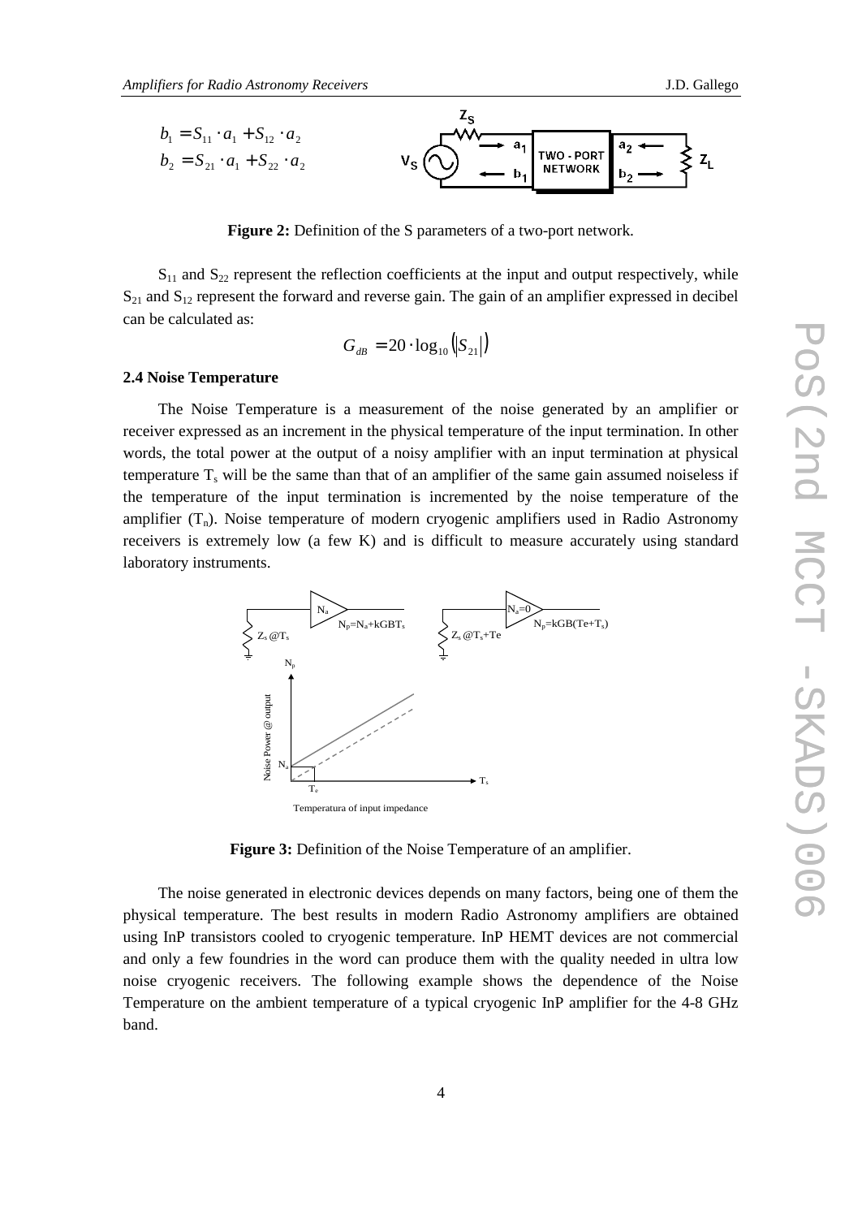$$b_1 = S_{11} \cdot a_1 + S_{12} \cdot a_2$$
$$b_2 = S_{21} \cdot a_1 + S_{22} \cdot a_2$$

**Figure 2:** Definition of the S parameters of a two-port network.

$S_{11}$ and $S_{22}$ represent the reflection coefficients at the input and output respectively, while $S_{21}$ and $S_{12}$ represent the forward and reverse gain. The gain of an amplifier expressed in decibel can be calculated as:

$$G_{dB} = 20 \cdot \log_{10}\left(\left|S_{21}\right|\right)$$

**2.4 Noise Temperature**

The Noise Temperature is a measurement of the noise generated by an amplifier or receiver expressed as an increment in the physical temperature of the input termination. In other words, the total power at the output of a noisy amplifier with an input termination at physical temperature $T_s$ will be the same than that of an amplifier of the same gain assumed noiseless if the temperature of the input termination is incremented by the noise temperature of the amplifier ($T_n$). Noise temperature of modern cryogenic amplifiers used in Radio Astronomy receivers is extremely low (a few K) and is difficult to measure accurately using standard laboratory instruments.

**Figure 3:** Definition of the Noise Temperature of an amplifier.

The noise generated in electronic devices depends on many factors, being one of them the physical temperature. The best results in modern Radio Astronomy amplifiers are obtained using InP transistors cooled to cryogenic temperature. InP HEMT devices are not commercial and only a few foundries in the word can produce them with the quality needed in ultra low noise cryogenic receivers. The following example shows the dependence of the Noise Temperature on the ambient temperature of a typical cryogenic InP amplifier for the 4-8 GHz band.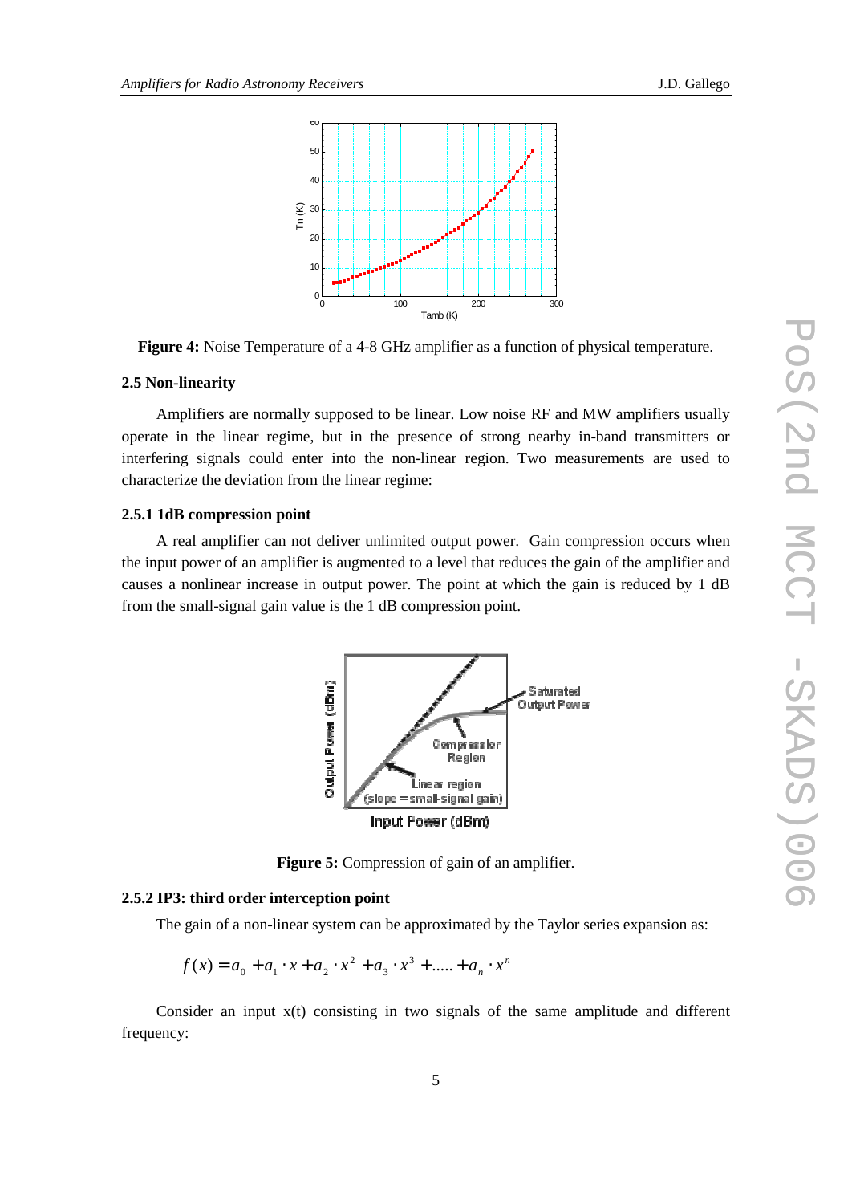**Figure 4:** Noise Temperature of a 4-8 GHz amplifier as a function of physical temperature.

### 2.5 Non-linearity

Amplifiers are normally supposed to be linear. Low noise RF and MW amplifiers usually operate in the linear regime, but in the presence of strong nearby in-band transmitters or interfering signals could enter into the non-linear region. Two measurements are used to characterize the deviation from the linear regime:

#### 2.5.1 1dB compression point

A real amplifier can not deliver unlimited output power. Gain compression occurs when the input power of an amplifier is augmented to a level that reduces the gain of the amplifier and causes a nonlinear increase in output power. The point at which the gain is reduced by 1 dB from the small-signal gain value is the 1 dB compression point.

**Figure 5:** Compression of gain of an amplifier.

#### 2.5.2 IP3: third order interception point

The gain of a non-linear system can be approximated by the Taylor series expansion as:

$$f(x) = a_0 + a_1 \cdot x + a_2 \cdot x^2 + a_3 \cdot x^3 + \ldots + a_n \cdot x^n$$

Consider an input x(t) consisting in two signals of the same amplitude and different frequency: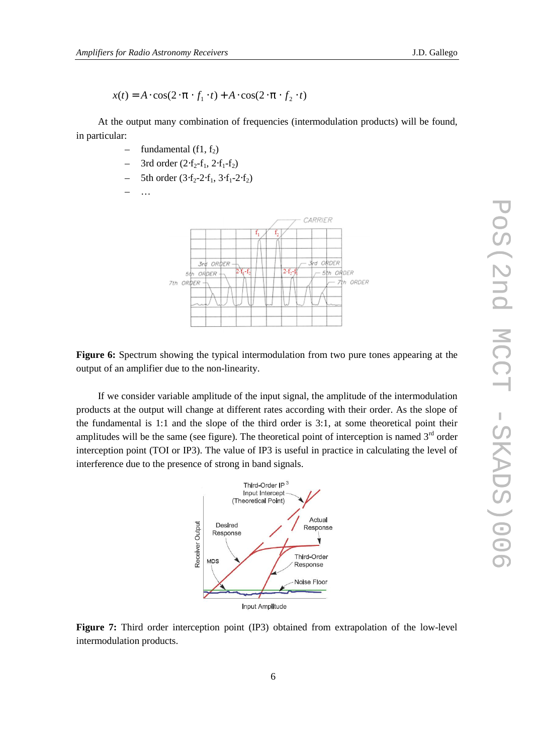$$x(t) = A \cdot \cos(2 \cdot \pi \cdot f_1 \cdot t) + A \cdot \cos(2 \cdot \pi \cdot f_2 \cdot t)$$

At the output many combination of frequencies (intermodulation products) will be found, in particular:

- fundamental ($f_1$, $f_2$)
- 3rd order ($2 \cdot f_2 - f_1$, $2 \cdot f_1 - f_2$)
- 5th order ($3 \cdot f_2 - 2 \cdot f_1$, $3 \cdot f_1 - 2 \cdot f_2$)
- …

**Figure 6:** Spectrum showing the typical intermodulation from two pure tones appearing at the output of an amplifier due to the non-linearity.

If we consider variable amplitude of the input signal, the amplitude of the intermodulation products at the output will change at different rates according with their order. As the slope of the fundamental is 1:1 and the slope of the third order is 3:1, at some theoretical point their amplitudes will be the same (see figure). The theoretical point of interception is named 3rd order interception point (TOI or IP3). The value of IP3 is useful in practice in calculating the level of interference due to the presence of strong in band signals.

**Figure 7:** Third order interception point (IP3) obtained from extrapolation of the low-level intermodulation products.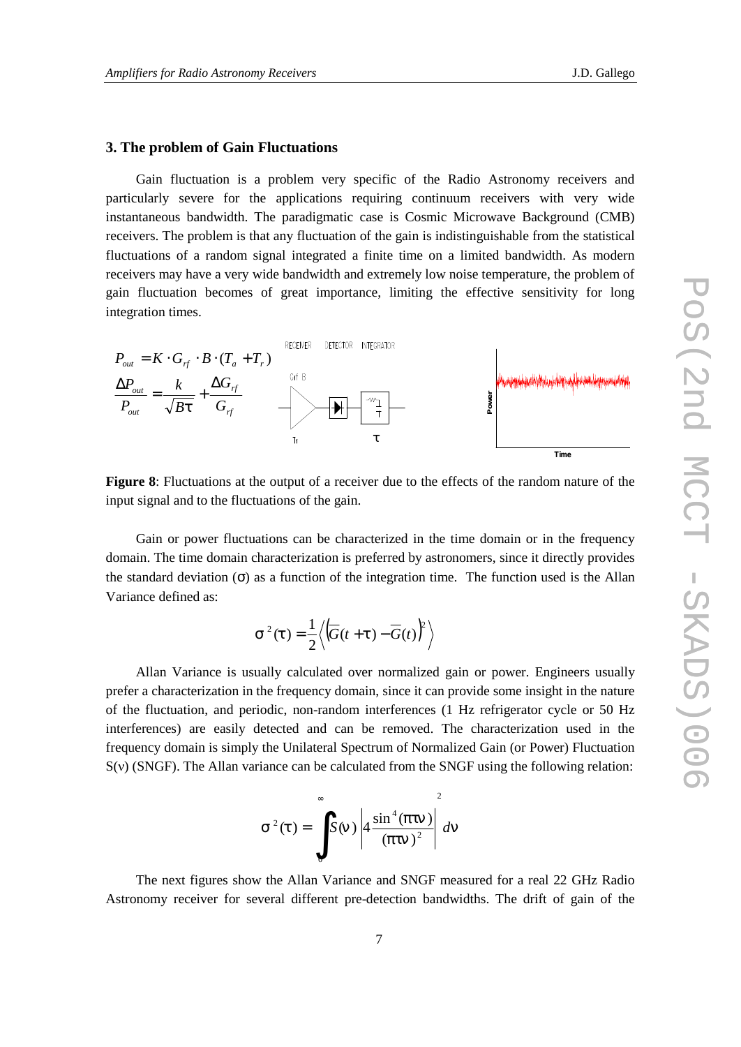## 3. The problem of Gain Fluctuations

Gain fluctuation is a problem very specific of the Radio Astronomy receivers and particularly severe for the applications requiring continuum receivers with very wide instantaneous bandwidth. The paradigmatic case is Cosmic Microwave Background (CMB) receivers. The problem is that any fluctuation of the gain is indistinguishable from the statistical fluctuations of a random signal integrated a finite time on a limited bandwidth. As modern receivers may have a very wide bandwidth and extremely low noise temperature, the problem of gain fluctuation becomes of great importance, limiting the effective sensitivity for long integration times.

$$P_{out} = K \cdot G_{rf} \cdot B \cdot (T_a + T_r)$$

$$\frac{\Delta P_{out}}{P_{out}} = \frac{k}{\sqrt{B\tau}} + \frac{\Delta G_{rf}}{G_{rf}}$$

**Figure 8**: Fluctuations at the output of a receiver due to the effects of the random nature of the input signal and to the fluctuations of the gain.

Gain or power fluctuations can be characterized in the time domain or in the frequency domain. The time domain characterization is preferred by astronomers, since it directly provides the standard deviation (σ) as a function of the integration time. The function used is the Allan Variance defined as:

$$\sigma^2(\tau) = \frac{1}{2}\left\langle \left(\overline{G}(t+\tau) - \overline{G}(t)\right)^2 \right\rangle$$

Allan Variance is usually calculated over normalized gain or power. Engineers usually prefer a characterization in the frequency domain, since it can provide some insight in the nature of the fluctuation, and periodic, non-random interferences (1 Hz refrigerator cycle or 50 Hz interferences) are easily detected and can be removed. The characterization used in the frequency domain is simply the Unilateral Spectrum of Normalized Gain (or Power) Fluctuation $S(\nu)$ (SNGF). The Allan variance can be calculated from the SNGF using the following relation:

$$\sigma^2(\tau) = \int_0^{\infty} S(\nu) \left| 4\frac{\sin^4(\pi\tau\nu)}{(\pi\tau\nu)^2} \right|^2 d\nu$$

The next figures show the Allan Variance and SNGF measured for a real 22 GHz Radio Astronomy receiver for several different pre-detection bandwidths. The drift of gain of the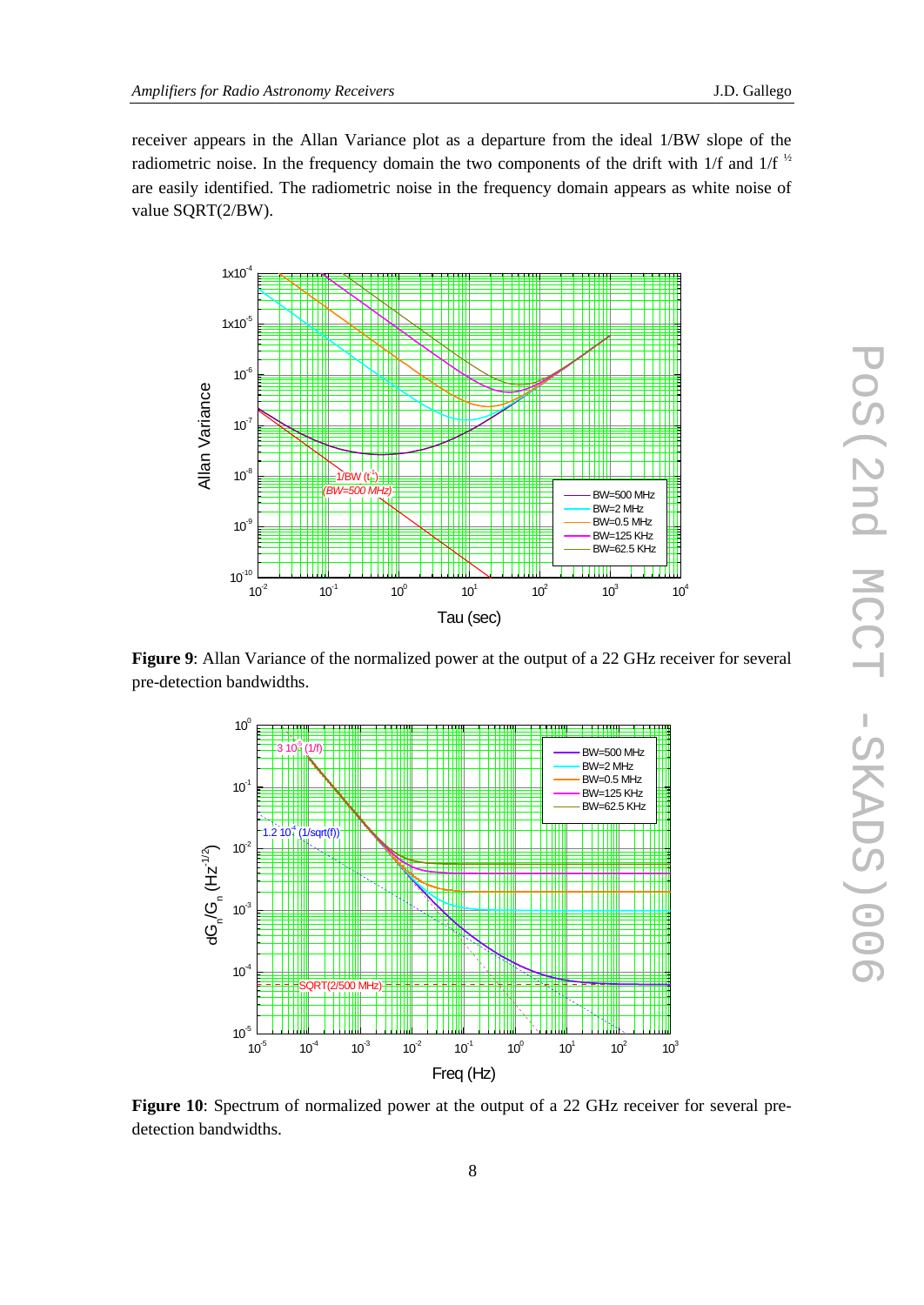receiver appears in the Allan Variance plot as a departure from the ideal 1/BW slope of the radiometric noise. In the frequency domain the two components of the drift with 1/f and 1/f $^{½}$ are easily identified. The radiometric noise in the frequency domain appears as white noise of value SQRT(2/BW).

**Figure 9**: Allan Variance of the normalized power at the output of a 22 GHz receiver for several pre-detection bandwidths.

**Figure 10**: Spectrum of normalized power at the output of a 22 GHz receiver for several pre-detection bandwidths.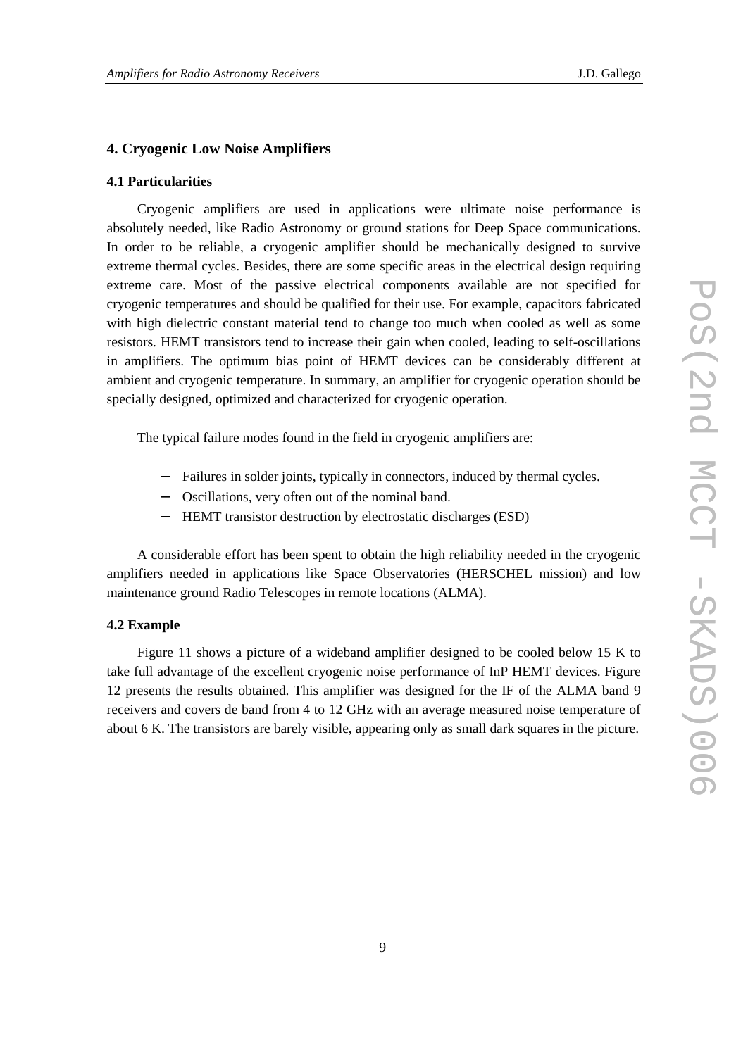## 4. Cryogenic Low Noise Amplifiers

### 4.1 Particularities

Cryogenic amplifiers are used in applications were ultimate noise performance is absolutely needed, like Radio Astronomy or ground stations for Deep Space communications. In order to be reliable, a cryogenic amplifier should be mechanically designed to survive extreme thermal cycles. Besides, there are some specific areas in the electrical design requiring extreme care. Most of the passive electrical components available are not specified for cryogenic temperatures and should be qualified for their use. For example, capacitors fabricated with high dielectric constant material tend to change too much when cooled as well as some resistors. HEMT transistors tend to increase their gain when cooled, leading to self-oscillations in amplifiers. The optimum bias point of HEMT devices can be considerably different at ambient and cryogenic temperature. In summary, an amplifier for cryogenic operation should be specially designed, optimized and characterized for cryogenic operation.

The typical failure modes found in the field in cryogenic amplifiers are:

- Failures in solder joints, typically in connectors, induced by thermal cycles.
- Oscillations, very often out of the nominal band.
- HEMT transistor destruction by electrostatic discharges (ESD)

A considerable effort has been spent to obtain the high reliability needed in the cryogenic amplifiers needed in applications like Space Observatories (HERSCHEL mission) and low maintenance ground Radio Telescopes in remote locations (ALMA).

### 4.2 Example

Figure 11 shows a picture of a wideband amplifier designed to be cooled below 15 K to take full advantage of the excellent cryogenic noise performance of InP HEMT devices. Figure 12 presents the results obtained. This amplifier was designed for the IF of the ALMA band 9 receivers and covers de band from 4 to 12 GHz with an average measured noise temperature of about 6 K. The transistors are barely visible, appearing only as small dark squares in the picture.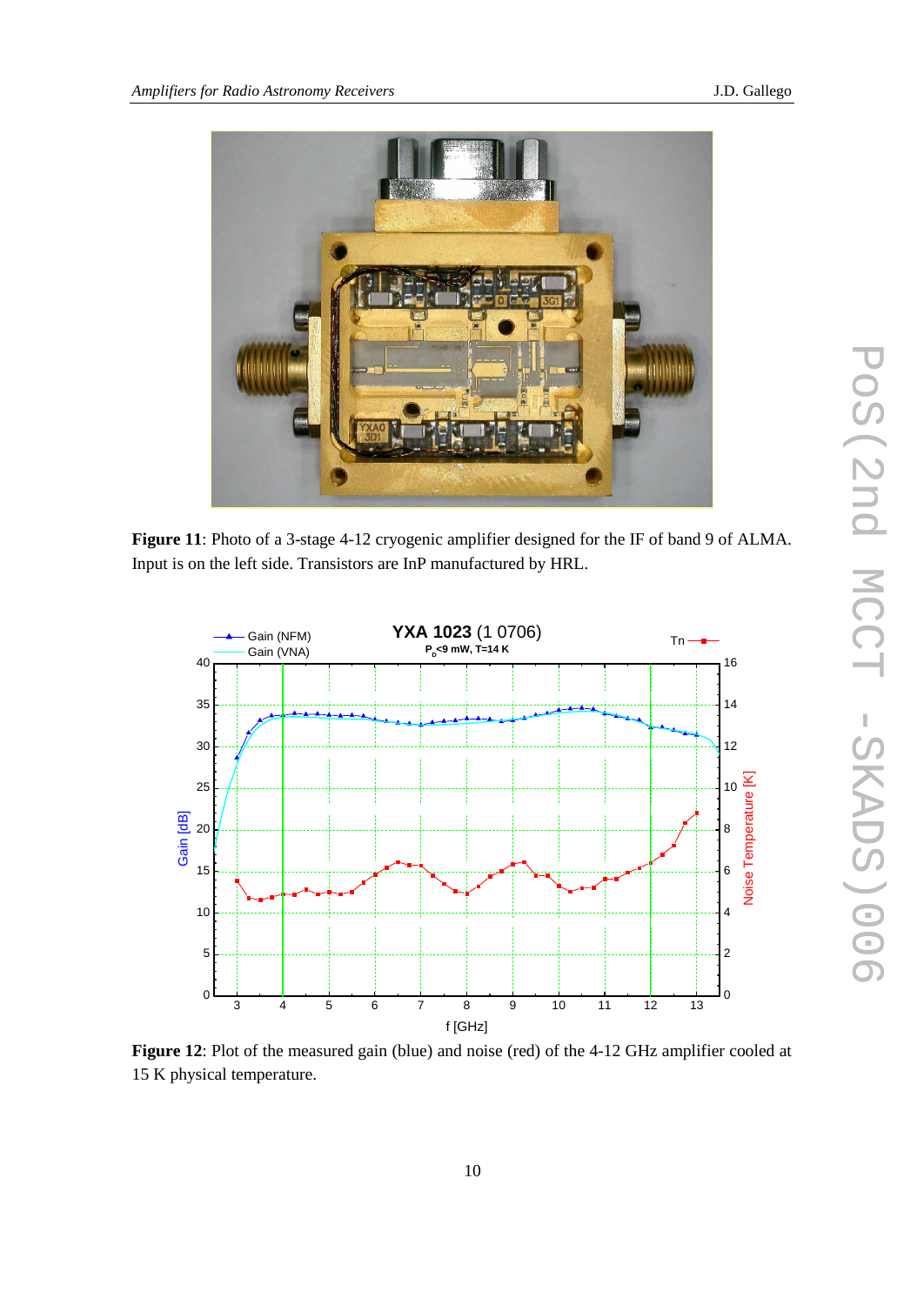**Figure 11**: Photo of a 3-stage 4-12 cryogenic amplifier designed for the IF of band 9 of ALMA. Input is on the left side. Transistors are InP manufactured by HRL.

**Figure 12**: Plot of the measured gain (blue) and noise (red) of the 4-12 GHz amplifier cooled at 15 K physical temperature.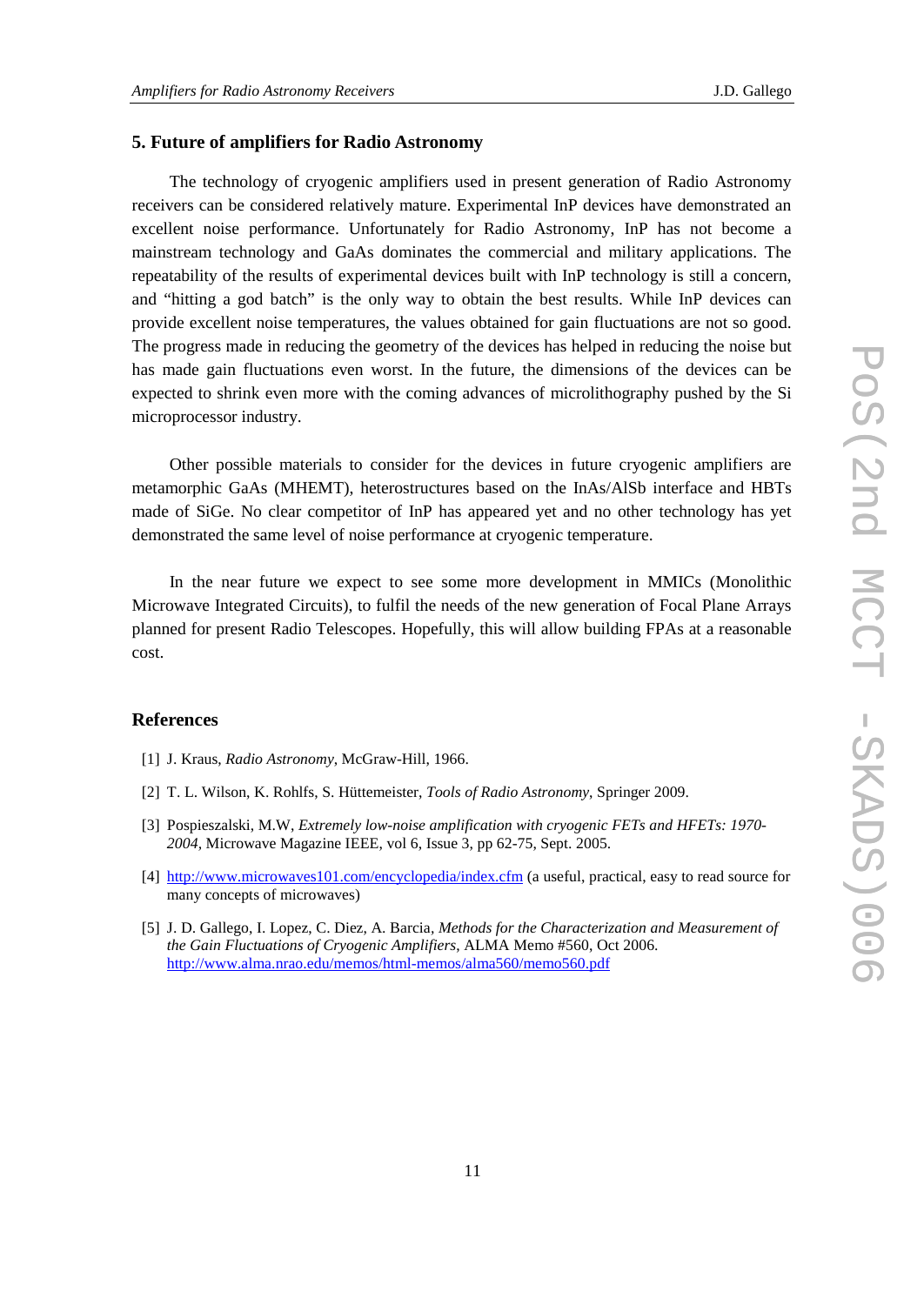## 5. Future of amplifiers for Radio Astronomy

The technology of cryogenic amplifiers used in present generation of Radio Astronomy receivers can be considered relatively mature. Experimental InP devices have demonstrated an excellent noise performance. Unfortunately for Radio Astronomy, InP has not become a mainstream technology and GaAs dominates the commercial and military applications. The repeatability of the results of experimental devices built with InP technology is still a concern, and "hitting a god batch" is the only way to obtain the best results. While InP devices can provide excellent noise temperatures, the values obtained for gain fluctuations are not so good. The progress made in reducing the geometry of the devices has helped in reducing the noise but has made gain fluctuations even worst. In the future, the dimensions of the devices can be expected to shrink even more with the coming advances of microlithography pushed by the Si microprocessor industry.

Other possible materials to consider for the devices in future cryogenic amplifiers are metamorphic GaAs (MHEMT), heterostructures based on the InAs/AlSb interface and HBTs made of SiGe. No clear competitor of InP has appeared yet and no other technology has yet demonstrated the same level of noise performance at cryogenic temperature.

In the near future we expect to see some more development in MMICs (Monolithic Microwave Integrated Circuits), to fulfil the needs of the new generation of Focal Plane Arrays planned for present Radio Telescopes. Hopefully, this will allow building FPAs at a reasonable cost.

## References

[1] J. Kraus, *Radio Astronomy*, McGraw-Hill, 1966.

[2] T. L. Wilson, K. Rohlfs, S. Hüttemeister, *Tools of Radio Astronomy*, Springer 2009.

[3] Pospieszalski, M.W, *Extremely low-noise amplification with cryogenic FETs and HFETs: 1970-2004*, Microwave Magazine IEEE, vol 6, Issue 3, pp 62-75, Sept. 2005.

[4] http://www.microwaves101.com/encyclopedia/index.cfm (a useful, practical, easy to read source for many concepts of microwaves)

[5] J. D. Gallego, I. Lopez, C. Diez, A. Barcia, *Methods for the Characterization and Measurement of the Gain Fluctuations of Cryogenic Amplifiers*, ALMA Memo #560, Oct 2006. http://www.alma.nrao.edu/memos/html-memos/alma560/memo560.pdf